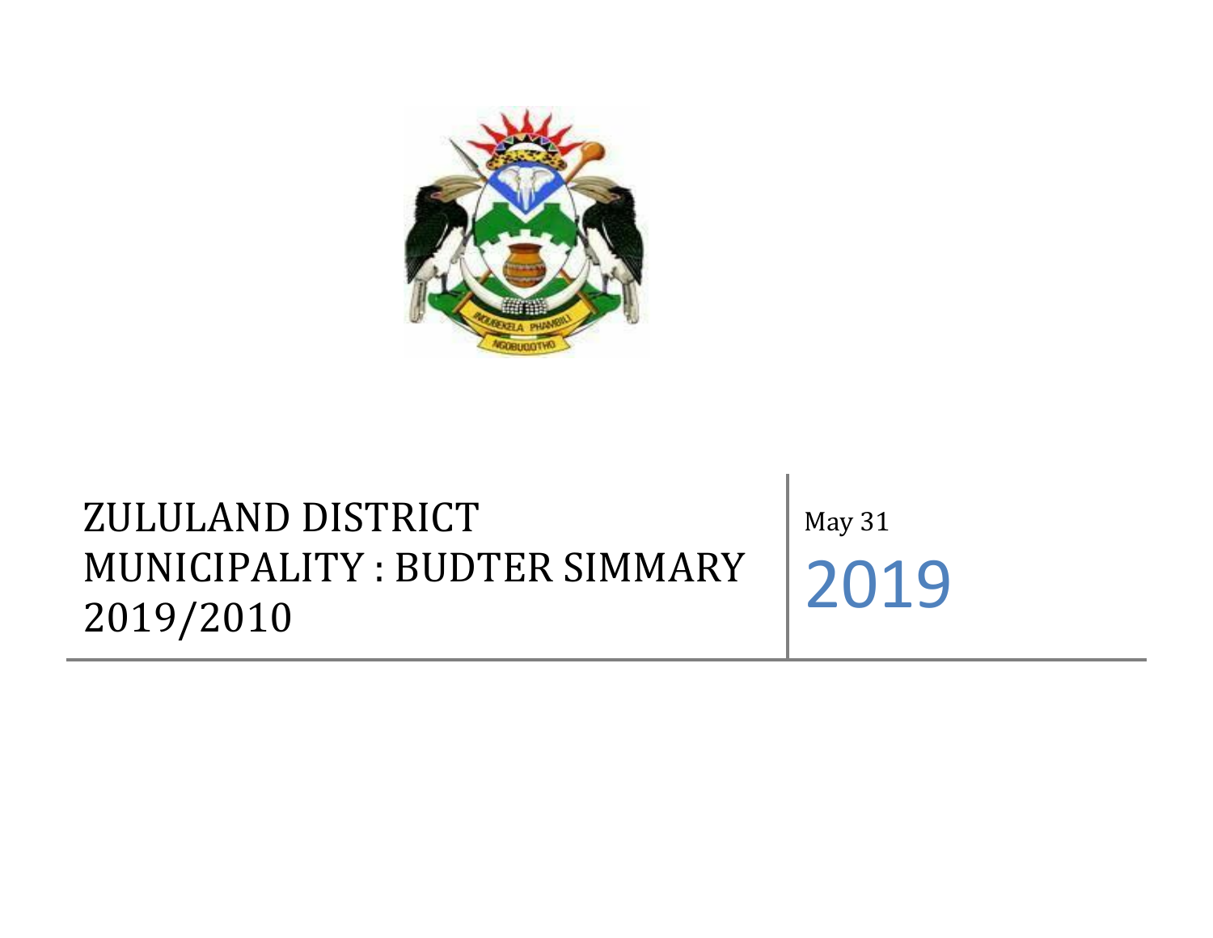# ZULULAND DISTRICT MUNICIPALITY : BUDTER SIMMARY 2019/2010

May 31

2019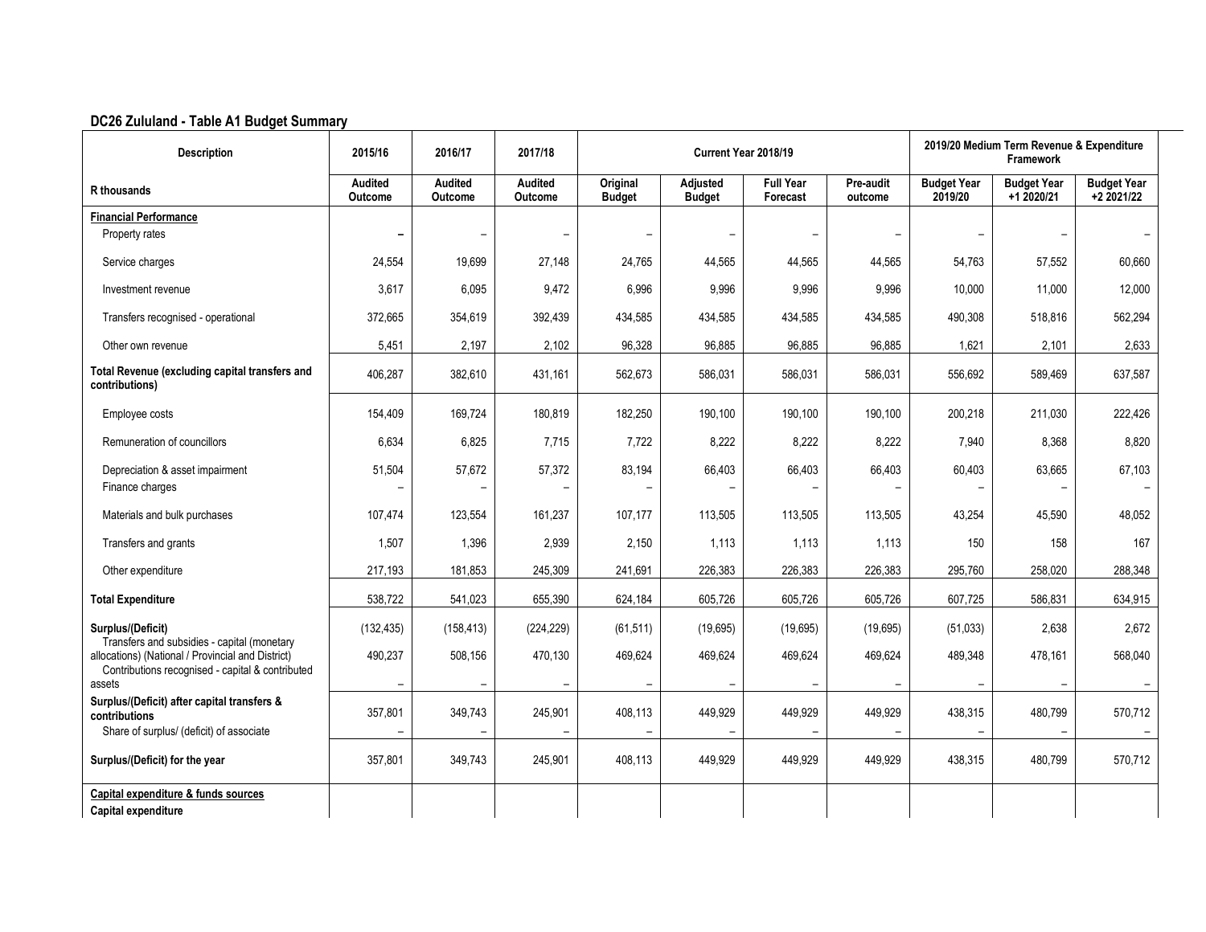## DC26 Zululand - Table A1 Budget Summary

| Description | 2015/16 | 2016/17 | 2017/18 | Current Year 2018/19 | | | | 2019/20 Medium Term Revenue & Expenditure Framework | | |
|---|---|---|---|---|---|---|---|---|---|---|
| R thousands | Audited Outcome | Audited Outcome | Audited Outcome | Original Budget | Adjusted Budget | Full Year Forecast | Pre-audit outcome | Budget Year 2019/20 | Budget Year +1 2020/21 | Budget Year +2 2021/22 |
| **Financial Performance** | | | | | | | | | | |
| Property rates | – | – | – | – | – | – | – | – | – | – |
| Service charges | 24,554 | 19,699 | 27,148 | 24,765 | 44,565 | 44,565 | 44,565 | 54,763 | 57,552 | 60,660 |
| Investment revenue | 3,617 | 6,095 | 9,472 | 6,996 | 9,996 | 9,996 | 9,996 | 10,000 | 11,000 | 12,000 |
| Transfers recognised - operational | 372,665 | 354,619 | 392,439 | 434,585 | 434,585 | 434,585 | 434,585 | 490,308 | 518,816 | 562,294 |
| Other own revenue | 5,451 | 2,197 | 2,102 | 96,328 | 96,885 | 96,885 | 96,885 | 1,621 | 2,101 | 2,633 |
| **Total Revenue (excluding capital transfers and contributions)** | 406,287 | 382,610 | 431,161 | 562,673 | 586,031 | 586,031 | 586,031 | 556,692 | 589,469 | 637,587 |
| Employee costs | 154,409 | 169,724 | 180,819 | 182,250 | 190,100 | 190,100 | 190,100 | 200,218 | 211,030 | 222,426 |
| Remuneration of councillors | 6,634 | 6,825 | 7,715 | 7,722 | 8,222 | 8,222 | 8,222 | 7,940 | 8,368 | 8,820 |
| Depreciation & asset impairment | 51,504 | 57,672 | 57,372 | 83,194 | 66,403 | 66,403 | 66,403 | 60,403 | 63,665 | 67,103 |
| Finance charges | – | – | – | – | – | – | – | – | – | – |
| Materials and bulk purchases | 107,474 | 123,554 | 161,237 | 107,177 | 113,505 | 113,505 | 113,505 | 43,254 | 45,590 | 48,052 |
| Transfers and grants | 1,507 | 1,396 | 2,939 | 2,150 | 1,113 | 1,113 | 1,113 | 150 | 158 | 167 |
| Other expenditure | 217,193 | 181,853 | 245,309 | 241,691 | 226,383 | 226,383 | 226,383 | 295,760 | 258,020 | 288,348 |
| **Total Expenditure** | 538,722 | 541,023 | 655,390 | 624,184 | 605,726 | 605,726 | 605,726 | 607,725 | 586,831 | 634,915 |
| **Surplus/(Deficit)** | (132,435) | (158,413) | (224,229) | (61,511) | (19,695) | (19,695) | (19,695) | (51,033) | 2,638 | 2,672 |
| Transfers and subsidies - capital (monetary allocations) (National / Provincial and District) | 490,237 | 508,156 | 470,130 | 469,624 | 469,624 | 469,624 | 469,624 | 489,348 | 478,161 | 568,040 |
| Contributions recognised - capital & contributed assets | – | – | – | – | – | – | – | – | – | – |
| **Surplus/(Deficit) after capital transfers & contributions** | 357,801 | 349,743 | 245,901 | 408,113 | 449,929 | 449,929 | 449,929 | 438,315 | 480,799 | 570,712 |
| Share of surplus/ (deficit) of associate | – | – | – | – | – | – | – | – | – | – |
| **Surplus/(Deficit) for the year** | 357,801 | 349,743 | 245,901 | 408,113 | 449,929 | 449,929 | 449,929 | 438,315 | 480,799 | 570,712 |
| **Capital expenditure & funds sources** | | | | | | | | | | |
| **Capital expenditure** | | | | | | | | | | |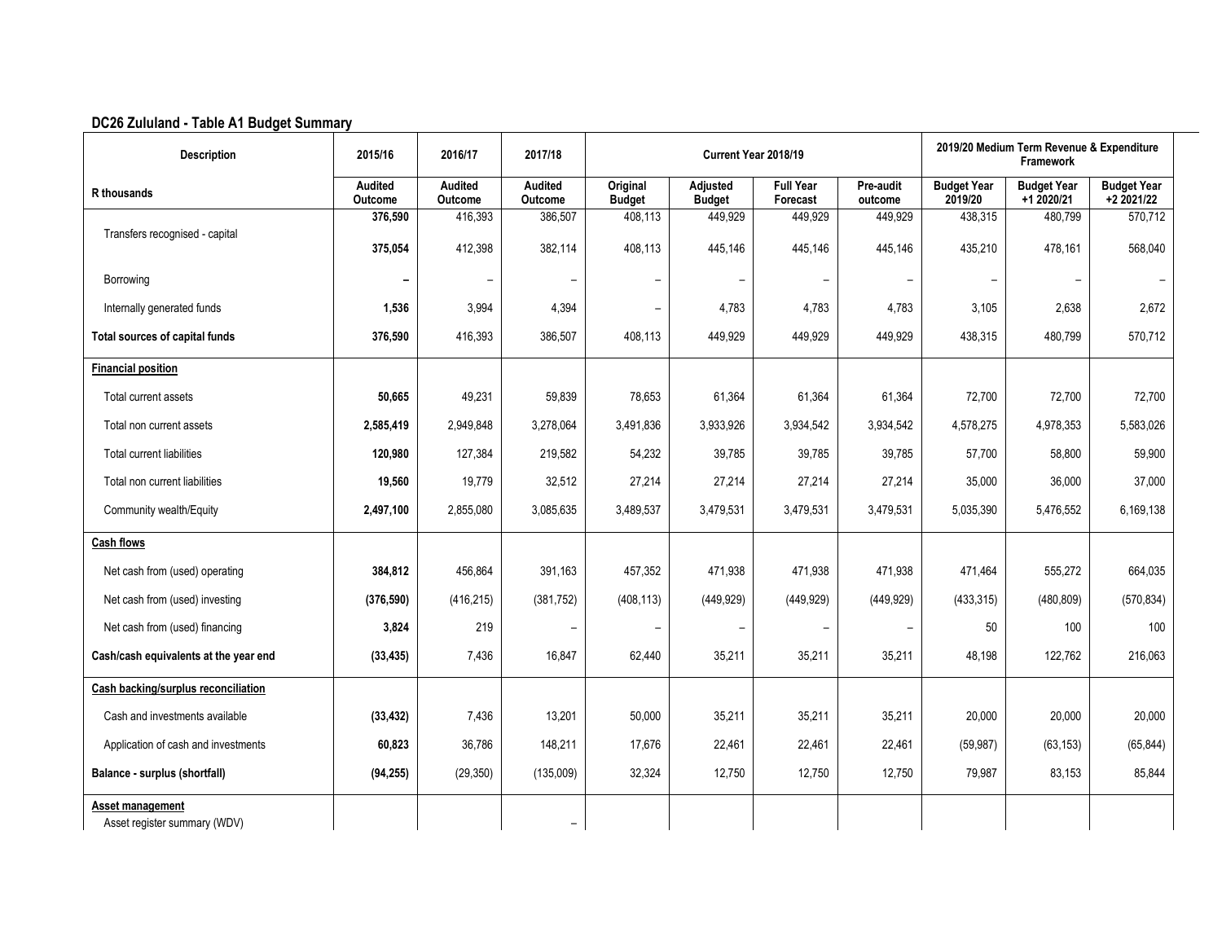### DC26 Zululand - Table A1 Budget Summary

| Description | 2015/16 | 2016/17 | 2017/18 | Current Year 2018/19 | | | | 2019/20 Medium Term Revenue & Expenditure Framework | | |
|---|---|---|---|---|---|---|---|---|---|---|
| R thousands | Audited Outcome | Audited Outcome | Audited Outcome | Original Budget | Adjusted Budget | Full Year Forecast | Pre-audit outcome | Budget Year 2019/20 | Budget Year +1 2020/21 | Budget Year +2 2021/22 |
| | **376,590** | 416,393 | 386,507 | 408,113 | 449,929 | 449,929 | 449,929 | 438,315 | 480,799 | 570,712 |
| Transfers recognised - capital | **375,054** | 412,398 | 382,114 | 408,113 | 445,146 | 445,146 | 445,146 | 435,210 | 478,161 | 568,040 |
| Borrowing | **–** | – | – | – | – | – | – | – | – | – |
| Internally generated funds | **1,536** | 3,994 | 4,394 | – | 4,783 | 4,783 | 4,783 | 3,105 | 2,638 | 2,672 |
| **Total sources of capital funds** | **376,590** | 416,393 | 386,507 | 408,113 | 449,929 | 449,929 | 449,929 | 438,315 | 480,799 | 570,712 |
| **Financial position** | | | | | | | | | | |
| Total current assets | **50,665** | 49,231 | 59,839 | 78,653 | 61,364 | 61,364 | 61,364 | 72,700 | 72,700 | 72,700 |
| Total non current assets | **2,585,419** | 2,949,848 | 3,278,064 | 3,491,836 | 3,933,926 | 3,934,542 | 3,934,542 | 4,578,275 | 4,978,353 | 5,583,026 |
| Total current liabilities | **120,980** | 127,384 | 219,582 | 54,232 | 39,785 | 39,785 | 39,785 | 57,700 | 58,800 | 59,900 |
| Total non current liabilities | **19,560** | 19,779 | 32,512 | 27,214 | 27,214 | 27,214 | 27,214 | 35,000 | 36,000 | 37,000 |
| Community wealth/Equity | **2,497,100** | 2,855,080 | 3,085,635 | 3,489,537 | 3,479,531 | 3,479,531 | 3,479,531 | 5,035,390 | 5,476,552 | 6,169,138 |
| **Cash flows** | | | | | | | | | | |
| Net cash from (used) operating | **384,812** | 456,864 | 391,163 | 457,352 | 471,938 | 471,938 | 471,938 | 471,464 | 555,272 | 664,035 |
| Net cash from (used) investing | **(376,590)** | (416,215) | (381,752) | (408,113) | (449,929) | (449,929) | (449,929) | (433,315) | (480,809) | (570,834) |
| Net cash from (used) financing | **3,824** | 219 | – | – | – | – | – | 50 | 100 | 100 |
| **Cash/cash equivalents at the year end** | **(33,435)** | 7,436 | 16,847 | 62,440 | 35,211 | 35,211 | 35,211 | 48,198 | 122,762 | 216,063 |
| **Cash backing/surplus reconciliation** | | | | | | | | | | |
| Cash and investments available | **(33,432)** | 7,436 | 13,201 | 50,000 | 35,211 | 35,211 | 35,211 | 20,000 | 20,000 | 20,000 |
| Application of cash and investments | **60,823** | 36,786 | 148,211 | 17,676 | 22,461 | 22,461 | 22,461 | (59,987) | (63,153) | (65,844) |
| **Balance - surplus (shortfall)** | **(94,255)** | (29,350) | (135,009) | 32,324 | 12,750 | 12,750 | 12,750 | 79,987 | 83,153 | 85,844 |
| **Asset management** | | | | | | | | | | |
| Asset register summary (WDV) | | | – | | | | | | | |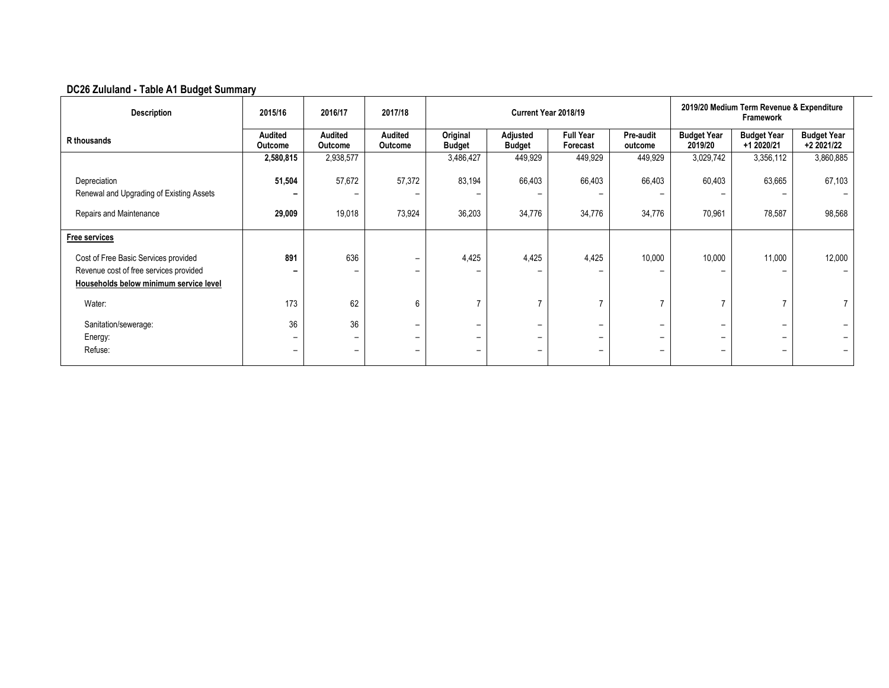**DC26 Zululand - Table A1 Budget Summary**

| Description | 2015/16 | 2016/17 | 2017/18 | Current Year 2018/19 | | | | 2019/20 Medium Term Revenue & Expenditure Framework | | |
|---|---|---|---|---|---|---|---|---|---|---|
| R thousands | Audited Outcome | Audited Outcome | Audited Outcome | Original Budget | Adjusted Budget | Full Year Forecast | Pre-audit outcome | Budget Year 2019/20 | Budget Year +1 2020/21 | Budget Year +2 2021/22 |
| | **2,580,815** | 2,938,577 | | 3,486,427 | 449,929 | 449,929 | 449,929 | 3,029,742 | 3,356,112 | 3,860,885 |
| Depreciation | **51,504** | 57,672 | 57,372 | 83,194 | 66,403 | 66,403 | 66,403 | 60,403 | 63,665 | 67,103 |
| Renewal and Upgrading of Existing Assets | **–** | – | – | – | – | – | – | – | – | – |
| Repairs and Maintenance | **29,009** | 19,018 | 73,924 | 36,203 | 34,776 | 34,776 | 34,776 | 70,961 | 78,587 | 98,568 |
| **Free services** | | | | | | | | | | |
| Cost of Free Basic Services provided | **891** | 636 | – | 4,425 | 4,425 | 4,425 | 10,000 | 10,000 | 11,000 | 12,000 |
| Revenue cost of free services provided | **–** | – | – | – | – | – | – | – | – | – |
| **Households below minimum service level** | | | | | | | | | | |
| Water: | 173 | 62 | 6 | 7 | 7 | 7 | 7 | 7 | 7 | 7 |
| Sanitation/sewerage: | 36 | 36 | – | – | – | – | – | – | – | – |
| Energy: | – | – | – | – | – | – | – | – | – | – |
| Refuse: | – | – | – | – | – | – | – | – | – | – |